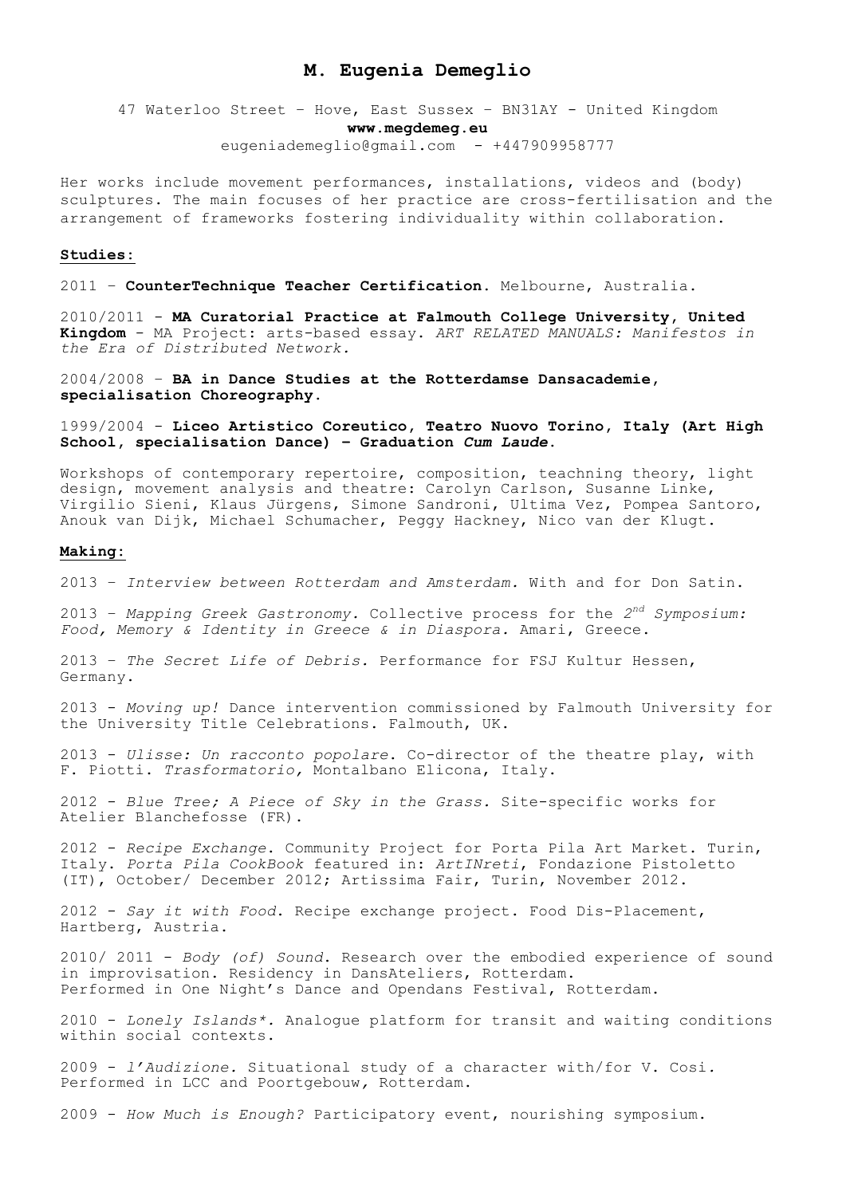# M. Eugenia Demeglio

47 Waterloo Street – Hove, East Sussex – BN31AY - United Kingdom
**www.megdemeg.eu**
eugeniademeglio@gmail.com - +447909958777

Her works include movement performances, installations, videos and (body) sculptures. The main focuses of her practice are cross-fertilisation and the arrangement of frameworks fostering individuality within collaboration.

## Studies:

2011 – **CounterTechnique Teacher Certification.** Melbourne, Australia.

2010/2011 - **MA Curatorial Practice at Falmouth College University, United Kingdom** - MA Project: arts-based essay. *ART RELATED MANUALS: Manifestos in the Era of Distributed Network.*

2004/2008 – **BA in Dance Studies at the Rotterdamse Dansacademie, specialisation Choreography.**

1999/2004 - **Liceo Artistico Coreutico, Teatro Nuovo Torino, Italy (Art High School, specialisation Dance) – Graduation *Cum Laude*.**

Workshops of contemporary repertoire, composition, teachning theory, light design, movement analysis and theatre: Carolyn Carlson, Susanne Linke, Virgilio Sieni, Klaus Jürgens, Simone Sandroni, Ultima Vez, Pompea Santoro, Anouk van Dijk, Michael Schumacher, Peggy Hackney, Nico van der Klugt.

## Making:

2013 – *Interview between Rotterdam and Amsterdam.* With and for Don Satin.

2013 – *Mapping Greek Gastronomy.* Collective process for the *2nd Symposium: Food, Memory & Identity in Greece & in Diaspora.* Amari, Greece.

2013 – *The Secret Life of Debris.* Performance for FSJ Kultur Hessen, Germany.

2013 - *Moving up!* Dance intervention commissioned by Falmouth University for the University Title Celebrations. Falmouth, UK.

2013 - *Ulisse: Un racconto popolare*. Co-director of the theatre play, with F. Piotti. *Trasformatorio,* Montalbano Elicona, Italy.

2012 - *Blue Tree; A Piece of Sky in the Grass.* Site-specific works for Atelier Blanchefosse (FR).

2012 - *Recipe Exchange*. Community Project for Porta Pila Art Market. Turin, Italy. *Porta Pila CookBook* featured in: *ArtINreti*, Fondazione Pistoletto (IT), October/ December 2012; Artissima Fair, Turin, November 2012.

2012 - *Say it with Food*. Recipe exchange project. Food Dis-Placement, Hartberg, Austria.

2010/ 2011 - *Body (of) Sound*. Research over the embodied experience of sound in improvisation. Residency in DansAteliers, Rotterdam.
Performed in One Night's Dance and Opendans Festival, Rotterdam.

2010 - *Lonely Islands\**. Analogue platform for transit and waiting conditions within social contexts.

2009 - *l'Audizione*. Situational study of a character with/for V. Cosi. Performed in LCC and Poortgebouw*,* Rotterdam.

2009 - *How Much is Enough?* Participatory event, nourishing symposium.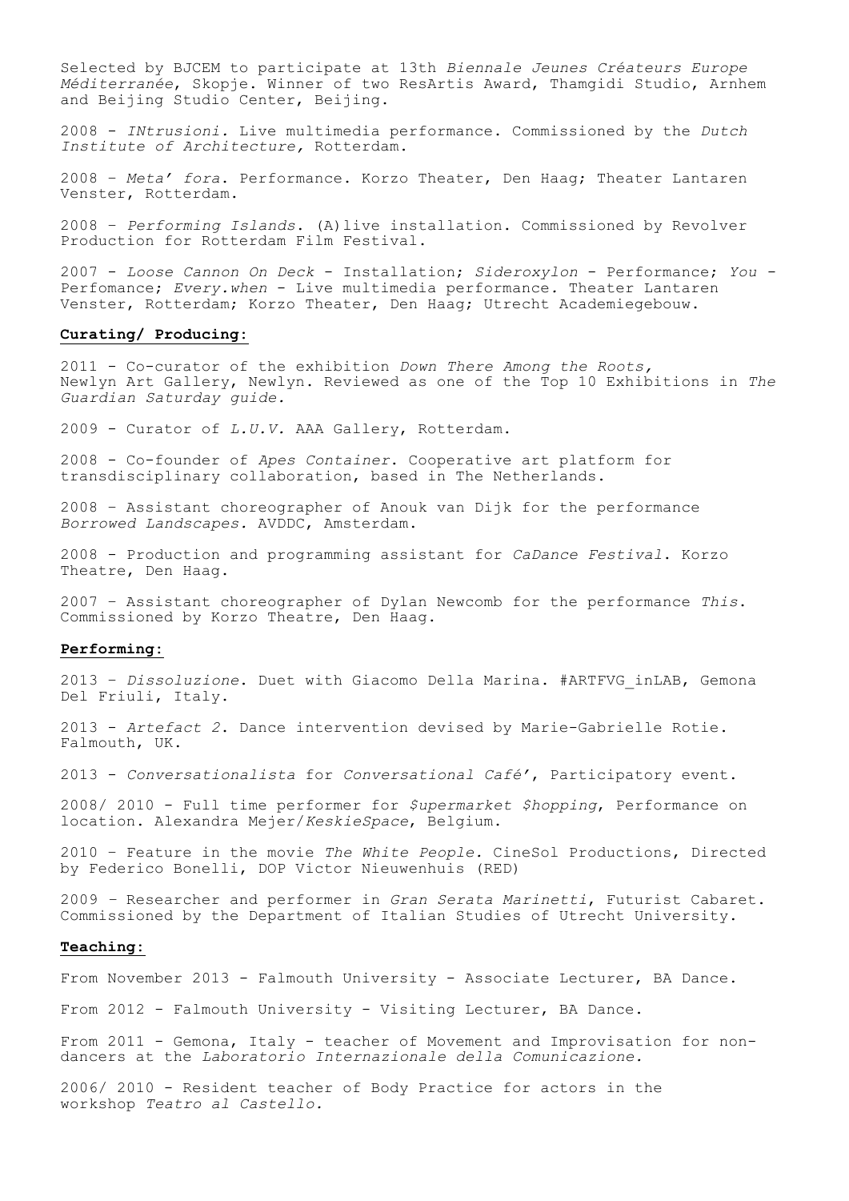Selected by BJCEM to participate at 13th *Biennale Jeunes Créateurs Europe Méditerranée*, Skopje. Winner of two ResArtis Award, Thamgidi Studio, Arnhem and Beijing Studio Center, Beijing.

2008 - *INtrusioni.* Live multimedia performance. Commissioned by the *Dutch Institute of Architecture,* Rotterdam.

2008 – *Meta' fora*. Performance. Korzo Theater, Den Haag; Theater Lantaren Venster, Rotterdam.

2008 – *Performing Islands*. (A)live installation. Commissioned by Revolver Production for Rotterdam Film Festival.

2007 - *Loose Cannon On Deck* - Installation; *Sideroxylon* - Performance; *You* - Perfomance; *Every.when* - Live multimedia performance. Theater Lantaren Venster, Rotterdam; Korzo Theater, Den Haag; Utrecht Academiegebouw.

**Curating/ Producing:**

2011 - Co-curator of the exhibition *Down There Among the Roots*, Newlyn Art Gallery, Newlyn. Reviewed as one of the Top 10 Exhibitions in *The Guardian Saturday guide.*

2009 - Curator of *L.U.V.* AAA Gallery, Rotterdam.

2008 - Co-founder of *Apes Container*. Cooperative art platform for transdisciplinary collaboration, based in The Netherlands.

2008 – Assistant choreographer of Anouk van Dijk for the performance *Borrowed Landscapes.* AVDDC, Amsterdam.

2008 - Production and programming assistant for *CaDance Festival*. Korzo Theatre, Den Haag.

2007 – Assistant choreographer of Dylan Newcomb for the performance *This*. Commissioned by Korzo Theatre, Den Haag.

**Performing:**

2013 – *Dissoluzione*. Duet with Giacomo Della Marina. #ARTFVG_inLAB, Gemona Del Friuli, Italy.

2013 - *Artefact 2*. Dance intervention devised by Marie-Gabrielle Rotie. Falmouth, UK.

2013 - *Conversationalista* for *Conversational Café'*, Participatory event.

2008/ 2010 - Full time performer for *$upermarket $hopping*, Performance on location. Alexandra Mejer/*KeskieSpace*, Belgium.

2010 – Feature in the movie *The White People.* CineSol Productions, Directed by Federico Bonelli, DOP Victor Nieuwenhuis (RED)

2009 – Researcher and performer in *Gran Serata Marinetti*, Futurist Cabaret. Commissioned by the Department of Italian Studies of Utrecht University.

**Teaching:**

From November 2013 - Falmouth University - Associate Lecturer, BA Dance.

From 2012 - Falmouth University - Visiting Lecturer, BA Dance.

From 2011 - Gemona, Italy - teacher of Movement and Improvisation for non-dancers at the *Laboratorio Internazionale della Comunicazione.*

2006/ 2010 - Resident teacher of Body Practice for actors in the workshop *Teatro al Castello.*